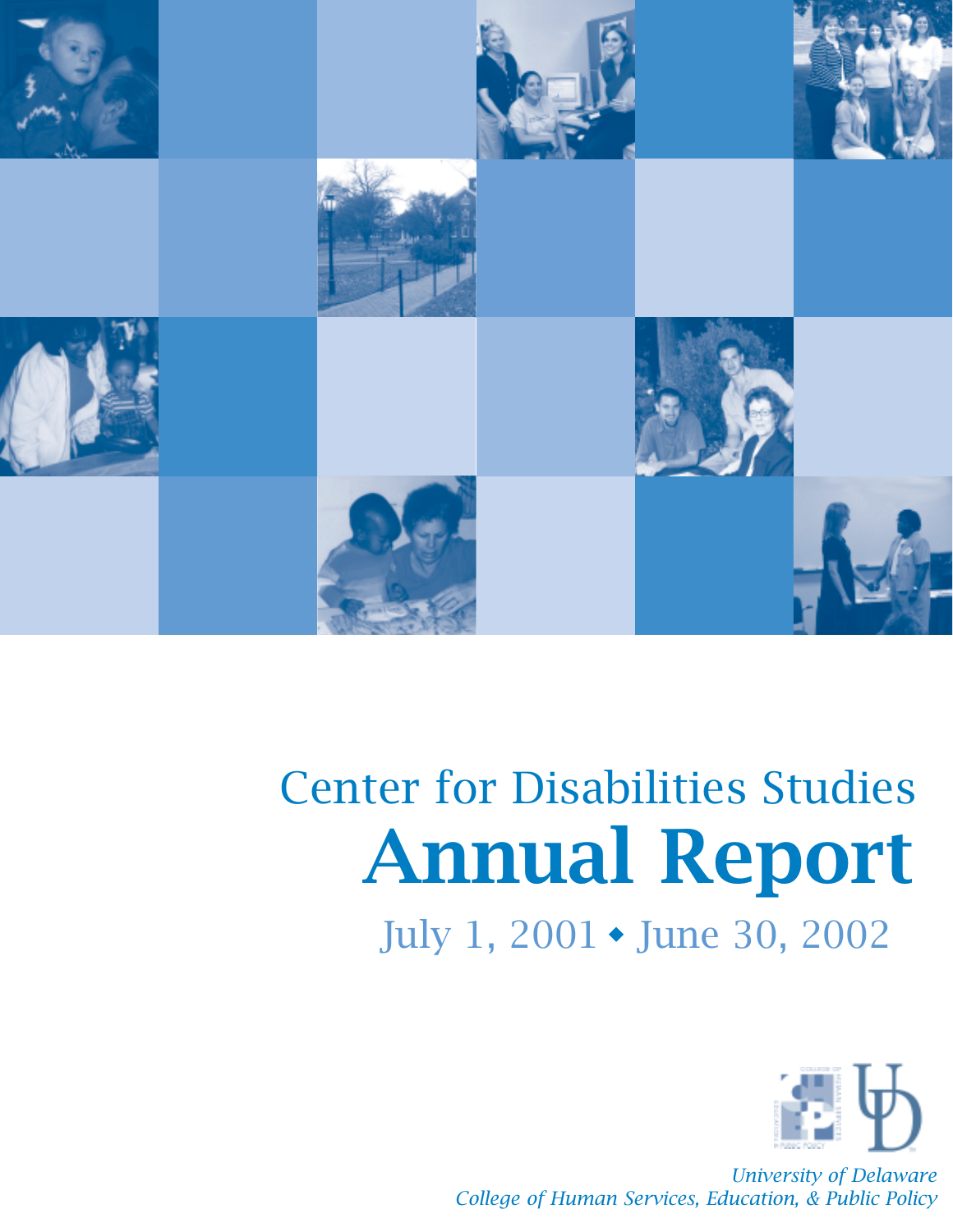# Center for Disabilities Studies

# Annual Report

## July 1, 2001 ◆ June 30, 2002

*University of Delaware*
*College of Human Services, Education, & Public Policy*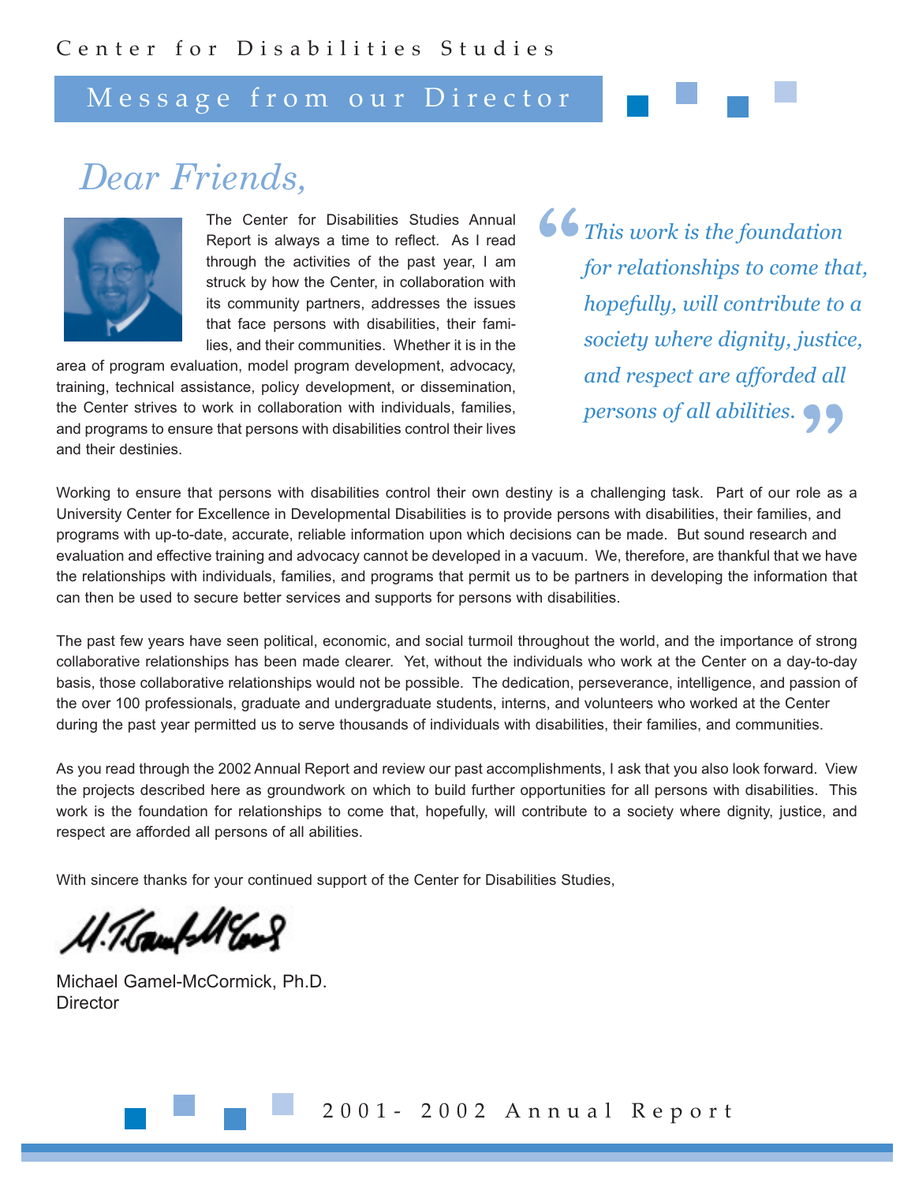# Message from our Director

*Dear Friends,*

The Center for Disabilities Studies Annual Report is always a time to reflect. As I read through the activities of the past year, I am struck by how the Center, in collaboration with its community partners, addresses the issues that face persons with disabilities, their families, and their communities. Whether it is in the area of program evaluation, model program development, advocacy, training, technical assistance, policy development, or dissemination, the Center strives to work in collaboration with individuals, families, and programs to ensure that persons with disabilities control their lives and their destinies.

> *"This work is the foundation for relationships to come that, hopefully, will contribute to a society where dignity, justice, and respect are afforded all persons of all abilities."*

Working to ensure that persons with disabilities control their own destiny is a challenging task. Part of our role as a University Center for Excellence in Developmental Disabilities is to provide persons with disabilities, their families, and programs with up-to-date, accurate, reliable information upon which decisions can be made. But sound research and evaluation and effective training and advocacy cannot be developed in a vacuum. We, therefore, are thankful that we have the relationships with individuals, families, and programs that permit us to be partners in developing the information that can then be used to secure better services and supports for persons with disabilities.

The past few years have seen political, economic, and social turmoil throughout the world, and the importance of strong collaborative relationships has been made clearer. Yet, without the individuals who work at the Center on a day-to-day basis, those collaborative relationships would not be possible. The dedication, perseverance, intelligence, and passion of the over 100 professionals, graduate and undergraduate students, interns, and volunteers who worked at the Center during the past year permitted us to serve thousands of individuals with disabilities, their families, and communities.

As you read through the 2002 Annual Report and review our past accomplishments, I ask that you also look forward. View the projects described here as groundwork on which to build further opportunities for all persons with disabilities. This work is the foundation for relationships to come that, hopefully, will contribute to a society where dignity, justice, and respect are afforded all persons of all abilities.

With sincere thanks for your continued support of the Center for Disabilities Studies,

Michael Gamel-McCormick, Ph.D.
Director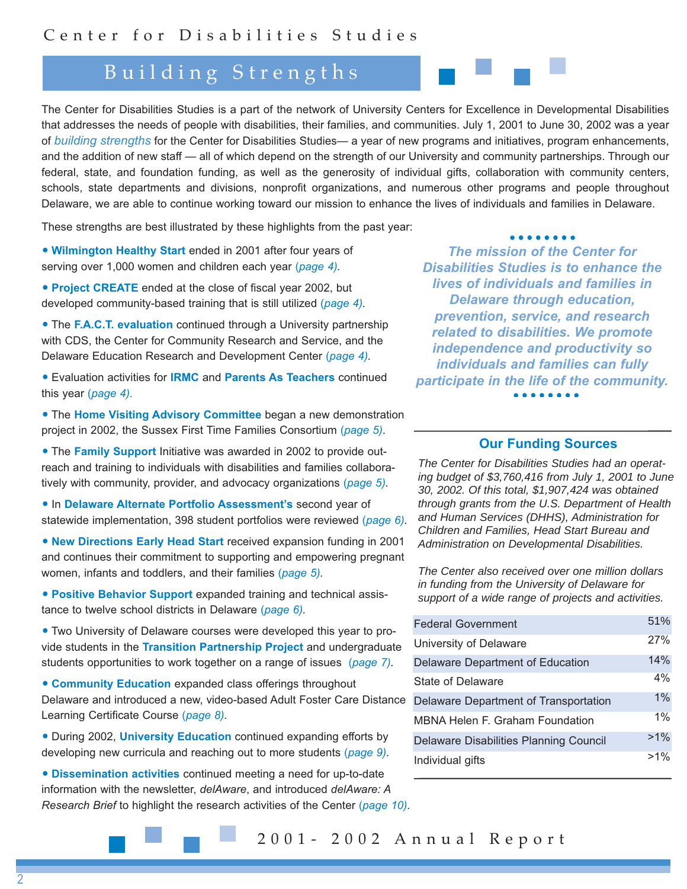Center for Disabilities Studies

# Building Strengths

The Center for Disabilities Studies is a part of the network of University Centers for Excellence in Developmental Disabilities that addresses the needs of people with disabilities, their families, and communities. July 1, 2001 to June 30, 2002 was a year of *building strengths* for the Center for Disabilities Studies— a year of new programs and initiatives, program enhancements, and the addition of new staff — all of which depend on the strength of our University and community partnerships. Through our federal, state, and foundation funding, as well as the generosity of individual gifts, collaboration with community centers, schools, state departments and divisions, nonprofit organizations, and numerous other programs and people throughout Delaware, we are able to continue working toward our mission to enhance the lives of individuals and families in Delaware.

These strengths are best illustrated by these highlights from the past year:

- **Wilmington Healthy Start** ended in 2001 after four years of serving over 1,000 women and children each year *(page 4)*.
- **Project CREATE** ended at the close of fiscal year 2002, but developed community-based training that is still utilized *(page 4)*.
- The **F.A.C.T. evaluation** continued through a University partnership with CDS, the Center for Community Research and Service, and the Delaware Education Research and Development Center *(page 4)*.
- Evaluation activities for **IRMC** and **Parents As Teachers** continued this year *(page 4)*.
- The **Home Visiting Advisory Committee** began a new demonstration project in 2002, the Sussex First Time Families Consortium *(page 5)*.
- The **Family Support** Initiative was awarded in 2002 to provide outreach and training to individuals with disabilities and families collaboratively with community, provider, and advocacy organizations *(page 5)*.
- In **Delaware Alternate Portfolio Assessment's** second year of statewide implementation, 398 student portfolios were reviewed *(page 6)*.
- **New Directions Early Head Start** received expansion funding in 2001 and continues their commitment to supporting and empowering pregnant women, infants and toddlers, and their families *(page 5)*.
- **Positive Behavior Support** expanded training and technical assistance to twelve school districts in Delaware *(page 6)*.
- Two University of Delaware courses were developed this year to provide students in the **Transition Partnership Project** and undergraduate students opportunities to work together on a range of issues *(page 7)*.
- **Community Education** expanded class offerings throughout Delaware and introduced a new, video-based Adult Foster Care Distance Learning Certificate Course *(page 8)*.
- During 2002, **University Education** continued expanding efforts by developing new curricula and reaching out to more students *(page 9)*.
- **Dissemination activities** continued meeting a need for up-to-date information with the newsletter, *delAware*, and introduced *delAware: A Research Brief* to highlight the research activities of the Center *(page 10)*.

***The mission of the Center for Disabilities Studies is to enhance the lives of individuals and families in Delaware through education, prevention, service, and research related to disabilities. We promote independence and productivity so individuals and families can fully participate in the life of the community.***

## Our Funding Sources

*The Center for Disabilities Studies had an operating budget of $3,760,416 from July 1, 2001 to June 30, 2002. Of this total, $1,907,424 was obtained through grants from the U.S. Department of Health and Human Services (DHHS), Administration for Children and Families, Head Start Bureau and Administration on Developmental Disabilities.*

*The Center also received over one million dollars in funding from the University of Delaware for support of a wide range of projects and activities.*

| Source | Percent |
|---|---|
| Federal Government | 51% |
| University of Delaware | 27% |
| Delaware Department of Education | 14% |
| State of Delaware | 4% |
| Delaware Department of Transportation | 1% |
| MBNA Helen F. Graham Foundation | 1% |
| Delaware Disabilities Planning Council | >1% |
| Individual gifts | >1% |

2001- 2002 Annual Report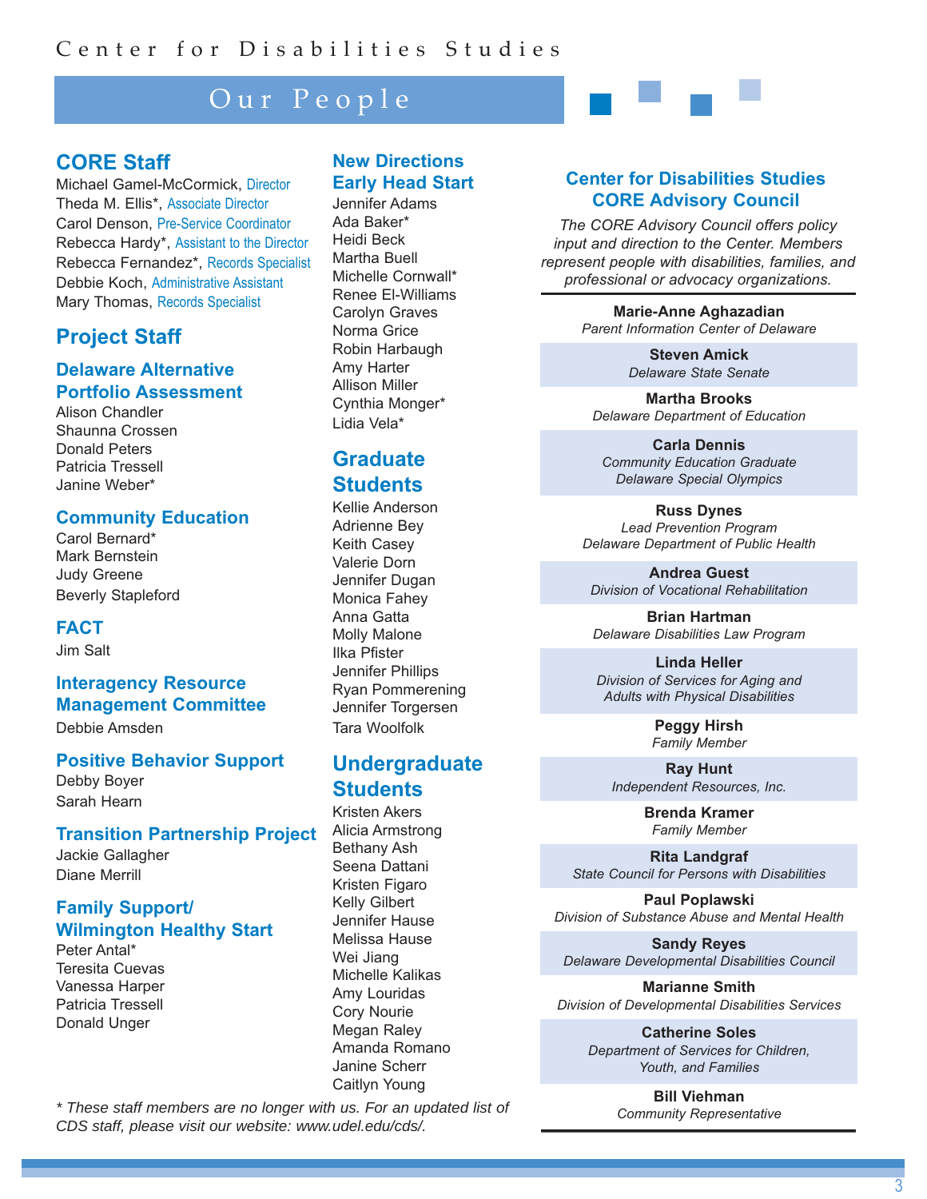# Our People

## CORE Staff

Michael Gamel-McCormick, Director
Theda M. Ellis*, Associate Director
Carol Denson, Pre-Service Coordinator
Rebecca Hardy*, Assistant to the Director
Rebecca Fernandez*, Records Specialist
Debbie Koch, Administrative Assistant
Mary Thomas, Records Specialist

## Project Staff

### Delaware Alternative Portfolio Assessment

Alison Chandler
Shaunna Crossen
Donald Peters
Patricia Tressell
Janine Weber*

### Community Education

Carol Bernard*
Mark Bernstein
Judy Greene
Beverly Stapleford

### FACT

Jim Salt

### Interagency Resource Management Committee

Debbie Amsden

### Positive Behavior Support

Debby Boyer
Sarah Hearn

### Transition Partnership Project

Jackie Gallagher
Diane Merrill

### Family Support/ Wilmington Healthy Start

Peter Antal*
Teresita Cuevas
Vanessa Harper
Patricia Tressell
Donald Unger

### New Directions Early Head Start

Jennifer Adams
Ada Baker*
Heidi Beck
Martha Buell
Michelle Cornwall*
Renee El-Williams
Carolyn Graves
Norma Grice
Robin Harbaugh
Amy Harter
Allison Miller
Cynthia Monger*
Lidia Vela*

## Graduate Students

Kellie Anderson
Adrienne Bey
Keith Casey
Valerie Dorn
Jennifer Dugan
Monica Fahey
Anna Gatta
Molly Malone
Ilka Pfister
Jennifer Phillips
Ryan Pommerening
Jennifer Torgersen
Tara Woolfolk

## Undergraduate Students

Kristen Akers
Alicia Armstrong
Bethany Ash
Seena Dattani
Kristen Figaro
Kelly Gilbert
Jennifer Hause
Melissa Hause
Wei Jiang
Michelle Kalikas
Amy Louridas
Cory Nourie
Megan Raley
Amanda Romano
Janine Scherr
Caitlyn Young

*\* These staff members are no longer with us. For an updated list of CDS staff, please visit our website: www.udel.edu/cds/.*

## Center for Disabilities Studies CORE Advisory Council

*The CORE Advisory Council offers policy input and direction to the Center. Members represent people with disabilities, families, and professional or advocacy organizations.*

**Marie-Anne Aghazadian**
*Parent Information Center of Delaware*

**Steven Amick**
*Delaware State Senate*

**Martha Brooks**
*Delaware Department of Education*

**Carla Dennis**
*Community Education Graduate*
*Delaware Special Olympics*

**Russ Dynes**
*Lead Prevention Program*
*Delaware Department of Public Health*

**Andrea Guest**
*Division of Vocational Rehabilitation*

**Brian Hartman**
*Delaware Disabilities Law Program*

**Linda Heller**
*Division of Services for Aging and Adults with Physical Disabilities*

**Peggy Hirsh**
*Family Member*

**Ray Hunt**
*Independent Resources, Inc.*

**Brenda Kramer**
*Family Member*

**Rita Landgraf**
*State Council for Persons with Disabilities*

**Paul Poplawski**
*Division of Substance Abuse and Mental Health*

**Sandy Reyes**
*Delaware Developmental Disabilities Council*

**Marianne Smith**
*Division of Developmental Disabilities Services*

**Catherine Soles**
*Department of Services for Children, Youth, and Families*

**Bill Viehman**
*Community Representative*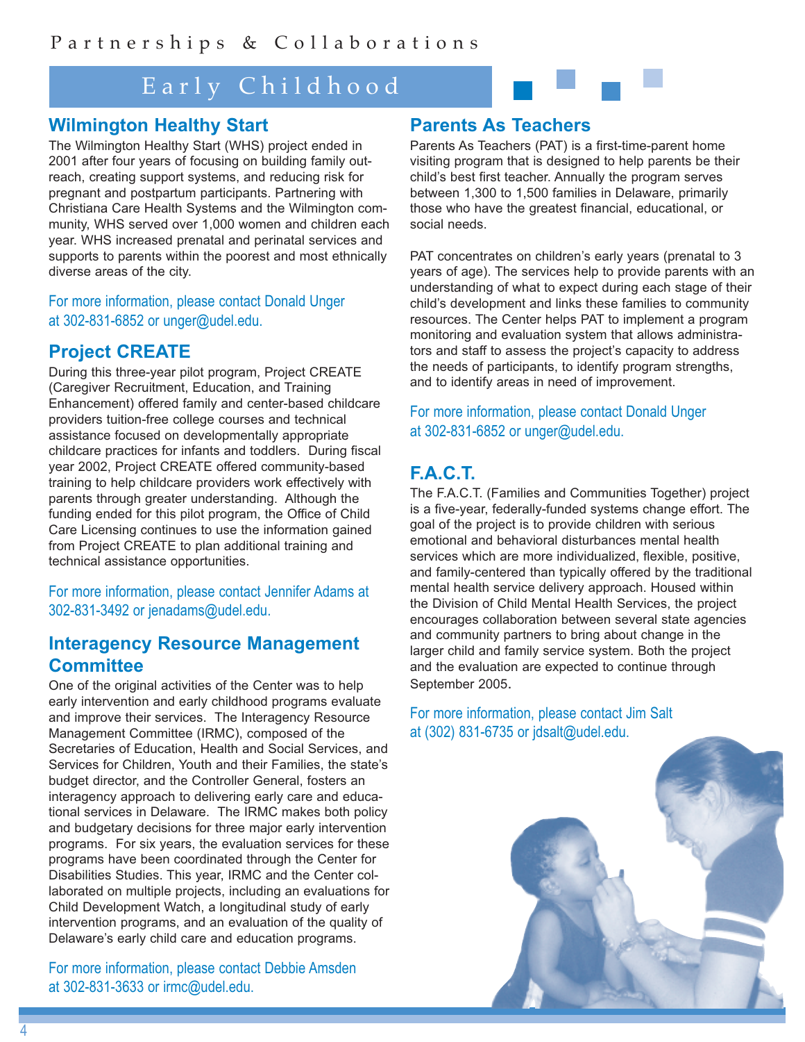# Partnerships & Collaborations

## Early Childhood

### Wilmington Healthy Start

The Wilmington Healthy Start (WHS) project ended in 2001 after four years of focusing on building family outreach, creating support systems, and reducing risk for pregnant and postpartum participants. Partnering with Christiana Care Health Systems and the Wilmington community, WHS served over 1,000 women and children each year. WHS increased prenatal and perinatal services and supports to parents within the poorest and most ethnically diverse areas of the city.

For more information, please contact Donald Unger at 302-831-6852 or unger@udel.edu.

### Project CREATE

During this three-year pilot program, Project CREATE (Caregiver Recruitment, Education, and Training Enhancement) offered family and center-based childcare providers tuition-free college courses and technical assistance focused on developmentally appropriate childcare practices for infants and toddlers. During fiscal year 2002, Project CREATE offered community-based training to help childcare providers work effectively with parents through greater understanding. Although the funding ended for this pilot program, the Office of Child Care Licensing continues to use the information gained from Project CREATE to plan additional training and technical assistance opportunities.

For more information, please contact Jennifer Adams at 302-831-3492 or jenadams@udel.edu.

### Interagency Resource Management Committee

One of the original activities of the Center was to help early intervention and early childhood programs evaluate and improve their services. The Interagency Resource Management Committee (IRMC), composed of the Secretaries of Education, Health and Social Services, and Services for Children, Youth and their Families, the state's budget director, and the Controller General, fosters an interagency approach to delivering early care and educational services in Delaware. The IRMC makes both policy and budgetary decisions for three major early intervention programs. For six years, the evaluation services for these programs have been coordinated through the Center for Disabilities Studies. This year, IRMC and the Center collaborated on multiple projects, including an evaluations for Child Development Watch, a longitudinal study of early intervention programs, and an evaluation of the quality of Delaware's early child care and education programs.

For more information, please contact Debbie Amsden at 302-831-3633 or irmc@udel.edu.

### Parents As Teachers

Parents As Teachers (PAT) is a first-time-parent home visiting program that is designed to help parents be their child's best first teacher. Annually the program serves between 1,300 to 1,500 families in Delaware, primarily those who have the greatest financial, educational, or social needs.

PAT concentrates on children's early years (prenatal to 3 years of age). The services help to provide parents with an understanding of what to expect during each stage of their child's development and links these families to community resources. The Center helps PAT to implement a program monitoring and evaluation system that allows administrators and staff to assess the project's capacity to address the needs of participants, to identify program strengths, and to identify areas in need of improvement.

For more information, please contact Donald Unger at 302-831-6852 or unger@udel.edu.

### F.A.C.T.

The F.A.C.T. (Families and Communities Together) project is a five-year, federally-funded systems change effort. The goal of the project is to provide children with serious emotional and behavioral disturbances mental health services which are more individualized, flexible, positive, and family-centered than typically offered by the traditional mental health service delivery approach. Housed within the Division of Child Mental Health Services, the project encourages collaboration between several state agencies and community partners to bring about change in the larger child and family service system. Both the project and the evaluation are expected to continue through September 2005.

For more information, please contact Jim Salt at (302) 831-6735 or jdsalt@udel.edu.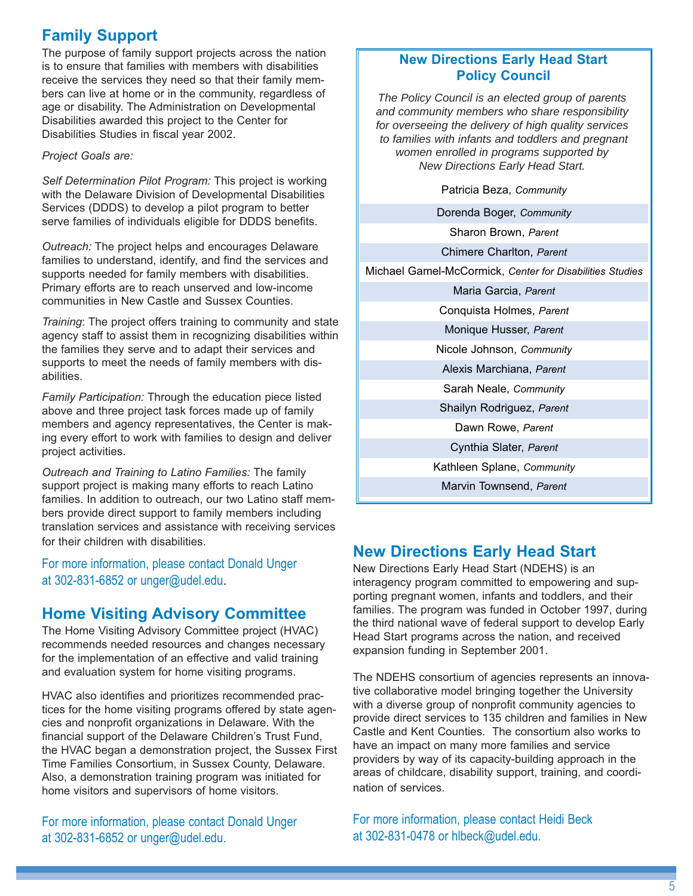## Family Support

The purpose of family support projects across the nation is to ensure that families with members with disabilities receive the services they need so that their family members can live at home or in the community, regardless of age or disability. The Administration on Developmental Disabilities awarded this project to the Center for Disabilities Studies in fiscal year 2002.

*Project Goals are:*

*Self Determination Pilot Program:* This project is working with the Delaware Division of Developmental Disabilities Services (DDDS) to develop a pilot program to better serve families of individuals eligible for DDDS benefits.

*Outreach:* The project helps and encourages Delaware families to understand, identify, and find the services and supports needed for family members with disabilities. Primary efforts are to reach unserved and low-income communities in New Castle and Sussex Counties.

*Training*: The project offers training to community and state agency staff to assist them in recognizing disabilities within the families they serve and to adapt their services and supports to meet the needs of family members with disabilities.

*Family Participation:* Through the education piece listed above and three project task forces made up of family members and agency representatives, the Center is making every effort to work with families to design and deliver project activities.

*Outreach and Training to Latino Families:* The family support project is making many efforts to reach Latino families. In addition to outreach, our two Latino staff members provide direct support to family members including translation services and assistance with receiving services for their children with disabilities.

For more information, please contact Donald Unger at 302-831-6852 or unger@udel.edu.

## Home Visiting Advisory Committee

The Home Visiting Advisory Committee project (HVAC) recommends needed resources and changes necessary for the implementation of an effective and valid training and evaluation system for home visiting programs.

HVAC also identifies and prioritizes recommended practices for the home visiting programs offered by state agencies and nonprofit organizations in Delaware. With the financial support of the Delaware Children's Trust Fund, the HVAC began a demonstration project, the Sussex First Time Families Consortium, in Sussex County, Delaware. Also, a demonstration training program was initiated for home visitors and supervisors of home visitors.

For more information, please contact Donald Unger at 302-831-6852 or unger@udel.edu.

### New Directions Early Head Start Policy Council

*The Policy Council is an elected group of parents and community members who share responsibility for overseeing the delivery of high quality services to families with infants and toddlers and pregnant women enrolled in programs supported by New Directions Early Head Start.*

- Patricia Beza, *Community*
- Dorenda Boger, *Community*
- Sharon Brown, *Parent*
- Chimere Charlton, *Parent*
- Michael Gamel-McCormick, *Center for Disabilities Studies*
- Maria Garcia, *Parent*
- Conquista Holmes, *Parent*
- Monique Husser, *Parent*
- Nicole Johnson, *Community*
- Alexis Marchiana, *Parent*
- Sarah Neale, *Community*
- Shailyn Rodriguez, *Parent*
- Dawn Rowe, *Parent*
- Cynthia Slater, *Parent*
- Kathleen Splane, *Community*
- Marvin Townsend, *Parent*

## New Directions Early Head Start

New Directions Early Head Start (NDEHS) is an interagency program committed to empowering and supporting pregnant women, infants and toddlers, and their families. The program was funded in October 1997, during the third national wave of federal support to develop Early Head Start programs across the nation, and received expansion funding in September 2001.

The NDEHS consortium of agencies represents an innovative collaborative model bringing together the University with a diverse group of nonprofit community agencies to provide direct services to 135 children and families in New Castle and Kent Counties. The consortium also works to have an impact on many more families and service providers by way of its capacity-building approach in the areas of childcare, disability support, training, and coordination of services.

For more information, please contact Heidi Beck at 302-831-0478 or hlbeck@udel.edu.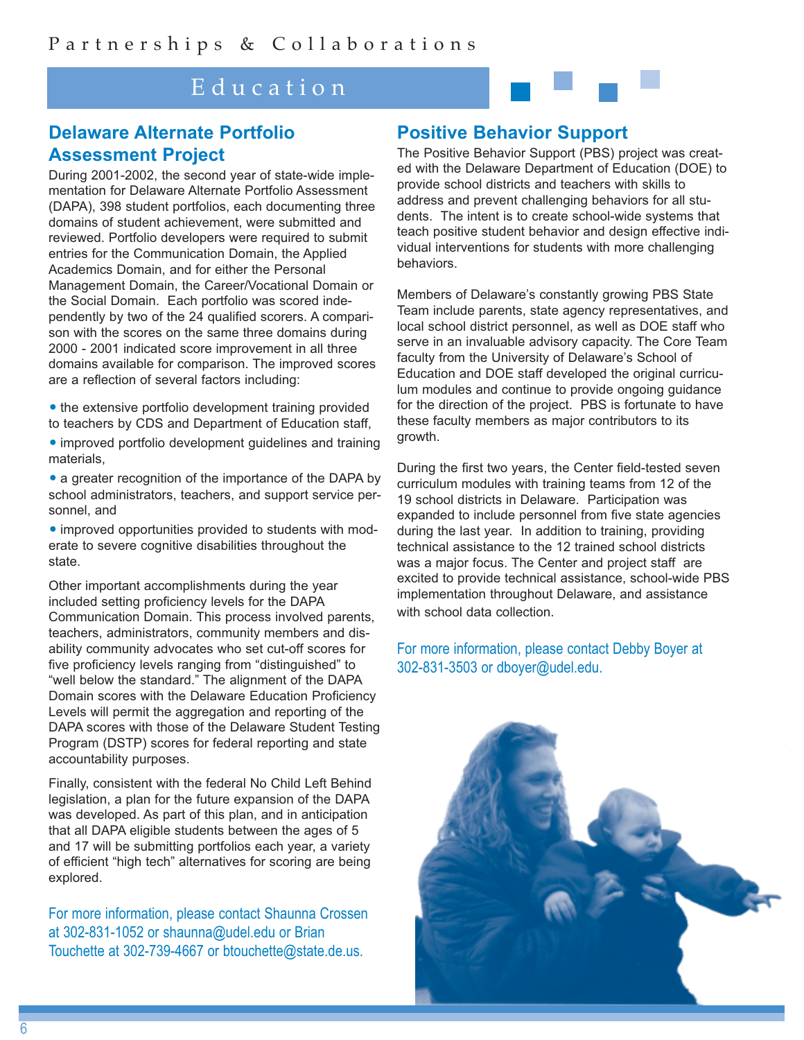# Education

## Delaware Alternate Portfolio Assessment Project

During 2001-2002, the second year of state-wide implementation for Delaware Alternate Portfolio Assessment (DAPA), 398 student portfolios, each documenting three domains of student achievement, were submitted and reviewed. Portfolio developers were required to submit entries for the Communication Domain, the Applied Academics Domain, and for either the Personal Management Domain, the Career/Vocational Domain or the Social Domain. Each portfolio was scored independently by two of the 24 qualified scorers. A comparison with the scores on the same three domains during 2000 - 2001 indicated score improvement in all three domains available for comparison. The improved scores are a reflection of several factors including:

- the extensive portfolio development training provided to teachers by CDS and Department of Education staff,
- improved portfolio development guidelines and training materials,
- a greater recognition of the importance of the DAPA by school administrators, teachers, and support service personnel, and
- improved opportunities provided to students with moderate to severe cognitive disabilities throughout the state.

Other important accomplishments during the year included setting proficiency levels for the DAPA Communication Domain. This process involved parents, teachers, administrators, community members and disability community advocates who set cut-off scores for five proficiency levels ranging from "distinguished" to "well below the standard." The alignment of the DAPA Domain scores with the Delaware Education Proficiency Levels will permit the aggregation and reporting of the DAPA scores with those of the Delaware Student Testing Program (DSTP) scores for federal reporting and state accountability purposes.

Finally, consistent with the federal No Child Left Behind legislation, a plan for the future expansion of the DAPA was developed. As part of this plan, and in anticipation that all DAPA eligible students between the ages of 5 and 17 will be submitting portfolios each year, a variety of efficient "high tech" alternatives for scoring are being explored.

For more information, please contact Shaunna Crossen at 302-831-1052 or shaunna@udel.edu or Brian Touchette at 302-739-4667 or btouchette@state.de.us.

## Positive Behavior Support

The Positive Behavior Support (PBS) project was created with the Delaware Department of Education (DOE) to provide school districts and teachers with skills to address and prevent challenging behaviors for all students. The intent is to create school-wide systems that teach positive student behavior and design effective individual interventions for students with more challenging behaviors.

Members of Delaware's constantly growing PBS State Team include parents, state agency representatives, and local school district personnel, as well as DOE staff who serve in an invaluable advisory capacity. The Core Team faculty from the University of Delaware's School of Education and DOE staff developed the original curriculum modules and continue to provide ongoing guidance for the direction of the project. PBS is fortunate to have these faculty members as major contributors to its growth.

During the first two years, the Center field-tested seven curriculum modules with training teams from 12 of the 19 school districts in Delaware. Participation was expanded to include personnel from five state agencies during the last year. In addition to training, providing technical assistance to the 12 trained school districts was a major focus. The Center and project staff are excited to provide technical assistance, school-wide PBS implementation throughout Delaware, and assistance with school data collection.

For more information, please contact Debby Boyer at 302-831-3503 or dboyer@udel.edu.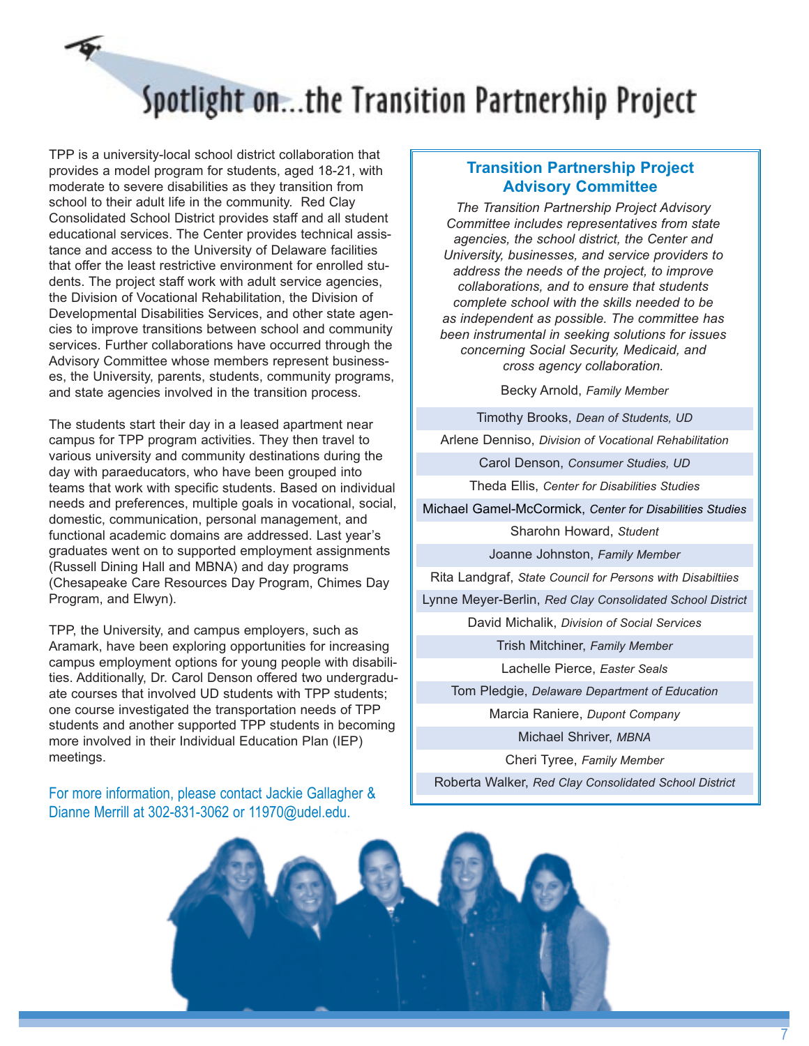# Spotlight on...the Transition Partnership Project

TPP is a university-local school district collaboration that provides a model program for students, aged 18-21, with moderate to severe disabilities as they transition from school to their adult life in the community. Red Clay Consolidated School District provides staff and all student educational services. The Center provides technical assistance and access to the University of Delaware facilities that offer the least restrictive environment for enrolled students. The project staff work with adult service agencies, the Division of Vocational Rehabilitation, the Division of Developmental Disabilities Services, and other state agencies to improve transitions between school and community services. Further collaborations have occurred through the Advisory Committee whose members represent businesses, the University, parents, students, community programs, and state agencies involved in the transition process.

The students start their day in a leased apartment near campus for TPP program activities. They then travel to various university and community destinations during the day with paraeducators, who have been grouped into teams that work with specific students. Based on individual needs and preferences, multiple goals in vocational, social, domestic, communication, personal management, and functional academic domains are addressed. Last year's graduates went on to supported employment assignments (Russell Dining Hall and MBNA) and day programs (Chesapeake Care Resources Day Program, Chimes Day Program, and Elwyn).

TPP, the University, and campus employers, such as Aramark, have been exploring opportunities for increasing campus employment options for young people with disabilities. Additionally, Dr. Carol Denson offered two undergraduate courses that involved UD students with TPP students; one course investigated the transportation needs of TPP students and another supported TPP students in becoming more involved in their Individual Education Plan (IEP) meetings.

For more information, please contact Jackie Gallagher & Dianne Merrill at 302-831-3062 or 11970@udel.edu.

## Transition Partnership Project Advisory Committee

*The Transition Partnership Project Advisory Committee includes representatives from state agencies, the school district, the Center and University, businesses, and service providers to address the needs of the project, to improve collaborations, and to ensure that students complete school with the skills needed to be as independent as possible. The committee has been instrumental in seeking solutions for issues concerning Social Security, Medicaid, and cross agency collaboration.*

Becky Arnold, *Family Member*

Timothy Brooks, *Dean of Students, UD*

Arlene Denniso, *Division of Vocational Rehabilitation*

Carol Denson, *Consumer Studies, UD*

Theda Ellis, *Center for Disabilities Studies*

Michael Gamel-McCormick, *Center for Disabilities Studies*

Sharohn Howard, *Student*

Joanne Johnston, *Family Member*

Rita Landgraf, *State Council for Persons with Disabiltiies*

Lynne Meyer-Berlin, *Red Clay Consolidated School District*

David Michalik, *Division of Social Services*

Trish Mitchiner, *Family Member*

Lachelle Pierce, *Easter Seals*

Tom Pledgie, *Delaware Department of Education*

Marcia Raniere, *Dupont Company*

Michael Shriver, *MBNA*

Cheri Tyree, *Family Member*

Roberta Walker, *Red Clay Consolidated School District*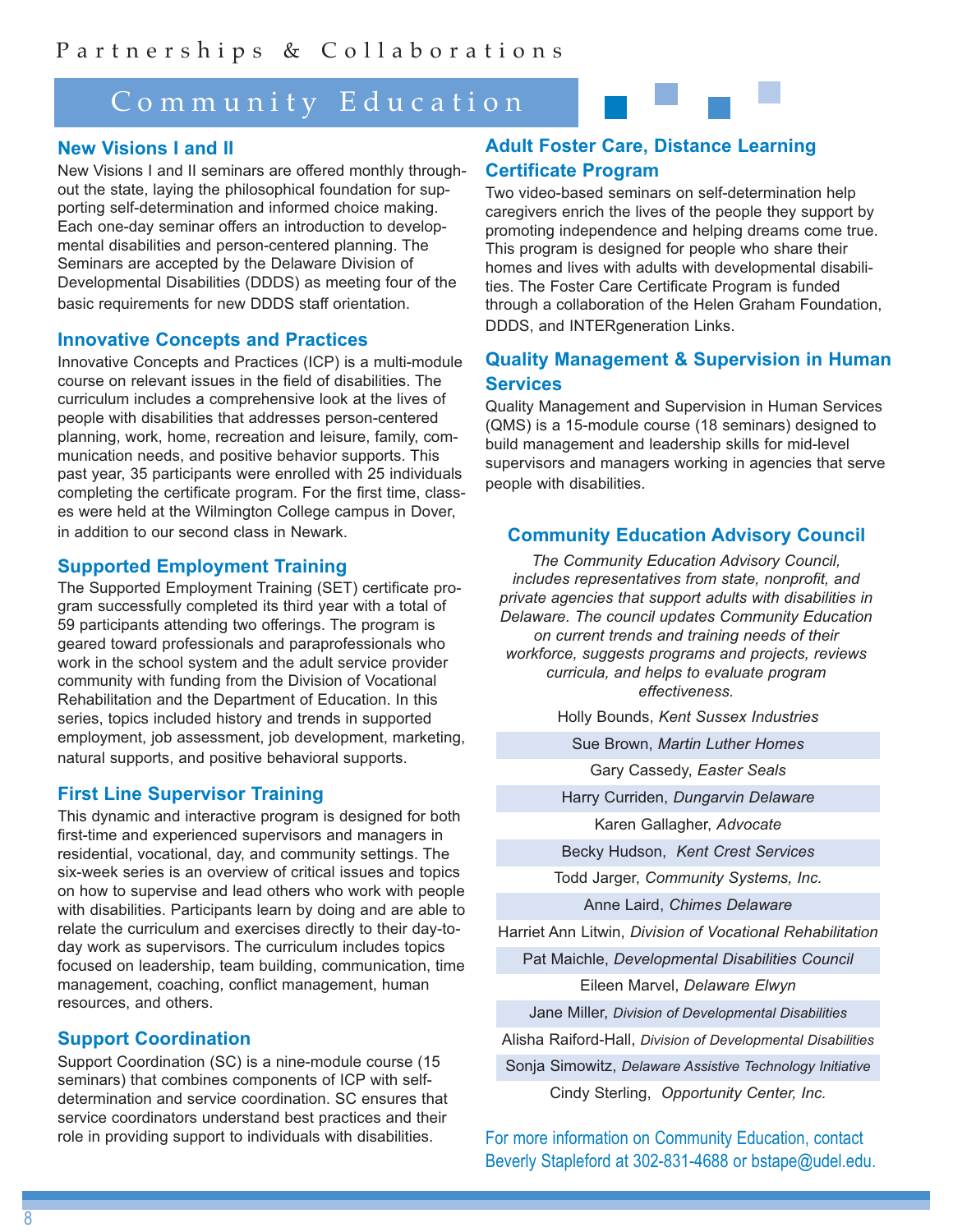# Partnerships & Collaborations

## Community Education

### New Visions I and II

New Visions I and II seminars are offered monthly throughout the state, laying the philosophical foundation for supporting self-determination and informed choice making. Each one-day seminar offers an introduction to developmental disabilities and person-centered planning. The Seminars are accepted by the Delaware Division of Developmental Disabilities (DDDS) as meeting four of the basic requirements for new DDDS staff orientation.

### Innovative Concepts and Practices

Innovative Concepts and Practices (ICP) is a multi-module course on relevant issues in the field of disabilities. The curriculum includes a comprehensive look at the lives of people with disabilities that addresses person-centered planning, work, home, recreation and leisure, family, communication needs, and positive behavior supports. This past year, 35 participants were enrolled with 25 individuals completing the certificate program. For the first time, classes were held at the Wilmington College campus in Dover, in addition to our second class in Newark.

### Supported Employment Training

The Supported Employment Training (SET) certificate program successfully completed its third year with a total of 59 participants attending two offerings. The program is geared toward professionals and paraprofessionals who work in the school system and the adult service provider community with funding from the Division of Vocational Rehabilitation and the Department of Education. In this series, topics included history and trends in supported employment, job assessment, job development, marketing, natural supports, and positive behavioral supports.

### First Line Supervisor Training

This dynamic and interactive program is designed for both first-time and experienced supervisors and managers in residential, vocational, day, and community settings. The six-week series is an overview of critical issues and topics on how to supervise and lead others who work with people with disabilities. Participants learn by doing and are able to relate the curriculum and exercises directly to their day-to-day work as supervisors. The curriculum includes topics focused on leadership, team building, communication, time management, coaching, conflict management, human resources, and others.

### Support Coordination

Support Coordination (SC) is a nine-module course (15 seminars) that combines components of ICP with self-determination and service coordination. SC ensures that service coordinators understand best practices and their role in providing support to individuals with disabilities.

### Adult Foster Care, Distance Learning Certificate Program

Two video-based seminars on self-determination help caregivers enrich the lives of the people they support by promoting independence and helping dreams come true. This program is designed for people who share their homes and lives with adults with developmental disabilities. The Foster Care Certificate Program is funded through a collaboration of the Helen Graham Foundation, DDDS, and INTERgeneration Links.

### Quality Management & Supervision in Human Services

Quality Management and Supervision in Human Services (QMS) is a 15-module course (18 seminars) designed to build management and leadership skills for mid-level supervisors and managers working in agencies that serve people with disabilities.

### Community Education Advisory Council

*The Community Education Advisory Council, includes representatives from state, nonprofit, and private agencies that support adults with disabilities in Delaware. The council updates Community Education on current trends and training needs of their workforce, suggests programs and projects, reviews curricula, and helps to evaluate program effectiveness.*

Holly Bounds, *Kent Sussex Industries*
Sue Brown, *Martin Luther Homes*
Gary Cassedy, *Easter Seals*
Harry Curriden, *Dungarvin Delaware*
Karen Gallagher, *Advocate*
Becky Hudson, *Kent Crest Services*
Todd Jarger, *Community Systems, Inc.*
Anne Laird, *Chimes Delaware*
Harriet Ann Litwin, *Division of Vocational Rehabilitation*
Pat Maichle, *Developmental Disabilities Council*
Eileen Marvel, *Delaware Elwyn*
Jane Miller, *Division of Developmental Disabilities*
Alisha Raiford-Hall, *Division of Developmental Disabilities*
Sonja Simowitz, *Delaware Assistive Technology Initiative*
Cindy Sterling, *Opportunity Center, Inc.*

For more information on Community Education, contact Beverly Stapleford at 302-831-4688 or bstape@udel.edu.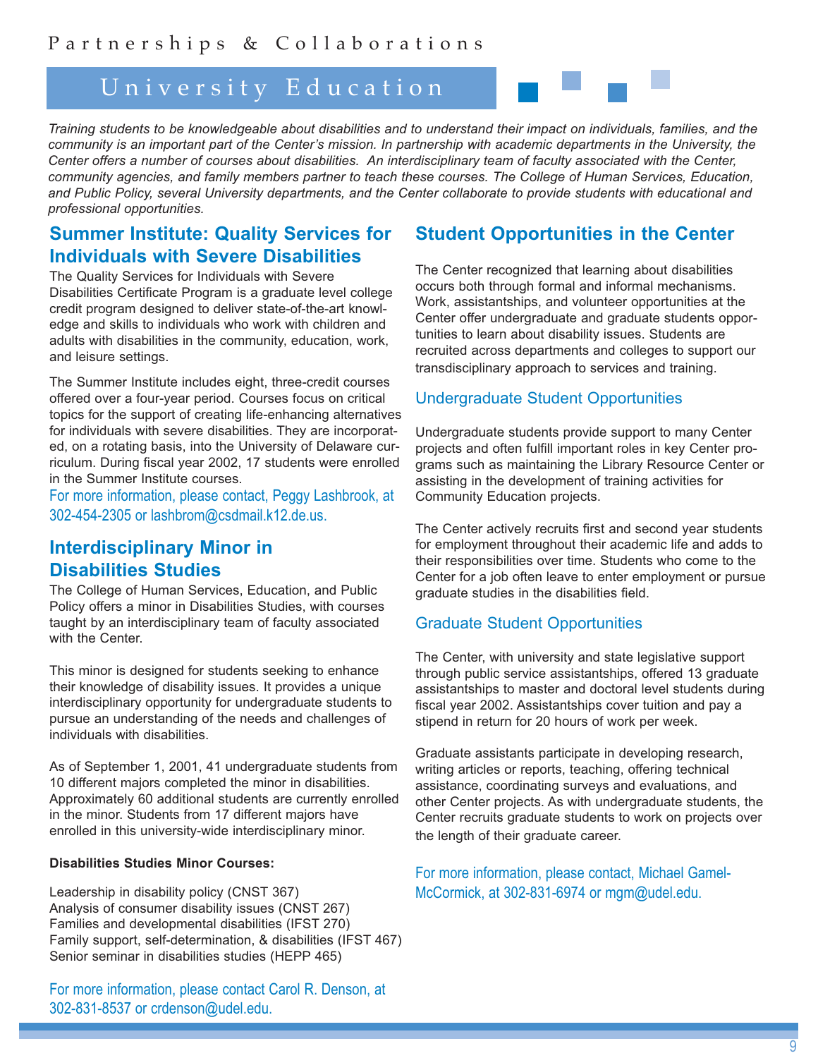Partnerships & Collaborations

# University Education

*Training students to be knowledgeable about disabilities and to understand their impact on individuals, families, and the community is an important part of the Center's mission. In partnership with academic departments in the University, the Center offers a number of courses about disabilities. An interdisciplinary team of faculty associated with the Center, community agencies, and family members partner to teach these courses. The College of Human Services, Education, and Public Policy, several University departments, and the Center collaborate to provide students with educational and professional opportunities.*

## Summer Institute: Quality Services for Individuals with Severe Disabilities

The Quality Services for Individuals with Severe Disabilities Certificate Program is a graduate level college credit program designed to deliver state-of-the-art knowledge and skills to individuals who work with children and adults with disabilities in the community, education, work, and leisure settings.

The Summer Institute includes eight, three-credit courses offered over a four-year period. Courses focus on critical topics for the support of creating life-enhancing alternatives for individuals with severe disabilities. They are incorporated, on a rotating basis, into the University of Delaware curriculum. During fiscal year 2002, 17 students were enrolled in the Summer Institute courses.

For more information, please contact, Peggy Lashbrook, at 302-454-2305 or lashbrom@csdmail.k12.de.us.

## Interdisciplinary Minor in Disabilities Studies

The College of Human Services, Education, and Public Policy offers a minor in Disabilities Studies, with courses taught by an interdisciplinary team of faculty associated with the Center.

This minor is designed for students seeking to enhance their knowledge of disability issues. It provides a unique interdisciplinary opportunity for undergraduate students to pursue an understanding of the needs and challenges of individuals with disabilities.

As of September 1, 2001, 41 undergraduate students from 10 different majors completed the minor in disabilities. Approximately 60 additional students are currently enrolled in the minor. Students from 17 different majors have enrolled in this university-wide interdisciplinary minor.

**Disabilities Studies Minor Courses:**

Leadership in disability policy (CNST 367)
Analysis of consumer disability issues (CNST 267)
Families and developmental disabilities (IFST 270)
Family support, self-determination, & disabilities (IFST 467)
Senior seminar in disabilities studies (HEPP 465)

For more information, please contact Carol R. Denson, at 302-831-8537 or crdenson@udel.edu.

## Student Opportunities in the Center

The Center recognized that learning about disabilities occurs both through formal and informal mechanisms. Work, assistantships, and volunteer opportunities at the Center offer undergraduate and graduate students opportunities to learn about disability issues. Students are recruited across departments and colleges to support our transdisciplinary approach to services and training.

### Undergraduate Student Opportunities

Undergraduate students provide support to many Center projects and often fulfill important roles in key Center programs such as maintaining the Library Resource Center or assisting in the development of training activities for Community Education projects.

The Center actively recruits first and second year students for employment throughout their academic life and adds to their responsibilities over time. Students who come to the Center for a job often leave to enter employment or pursue graduate studies in the disabilities field.

### Graduate Student Opportunities

The Center, with university and state legislative support through public service assistantships, offered 13 graduate assistantships to master and doctoral level students during fiscal year 2002. Assistantships cover tuition and pay a stipend in return for 20 hours of work per week.

Graduate assistants participate in developing research, writing articles or reports, teaching, offering technical assistance, coordinating surveys and evaluations, and other Center projects. As with undergraduate students, the Center recruits graduate students to work on projects over the length of their graduate career.

For more information, please contact, Michael Gamel-McCormick, at 302-831-6974 or mgm@udel.edu.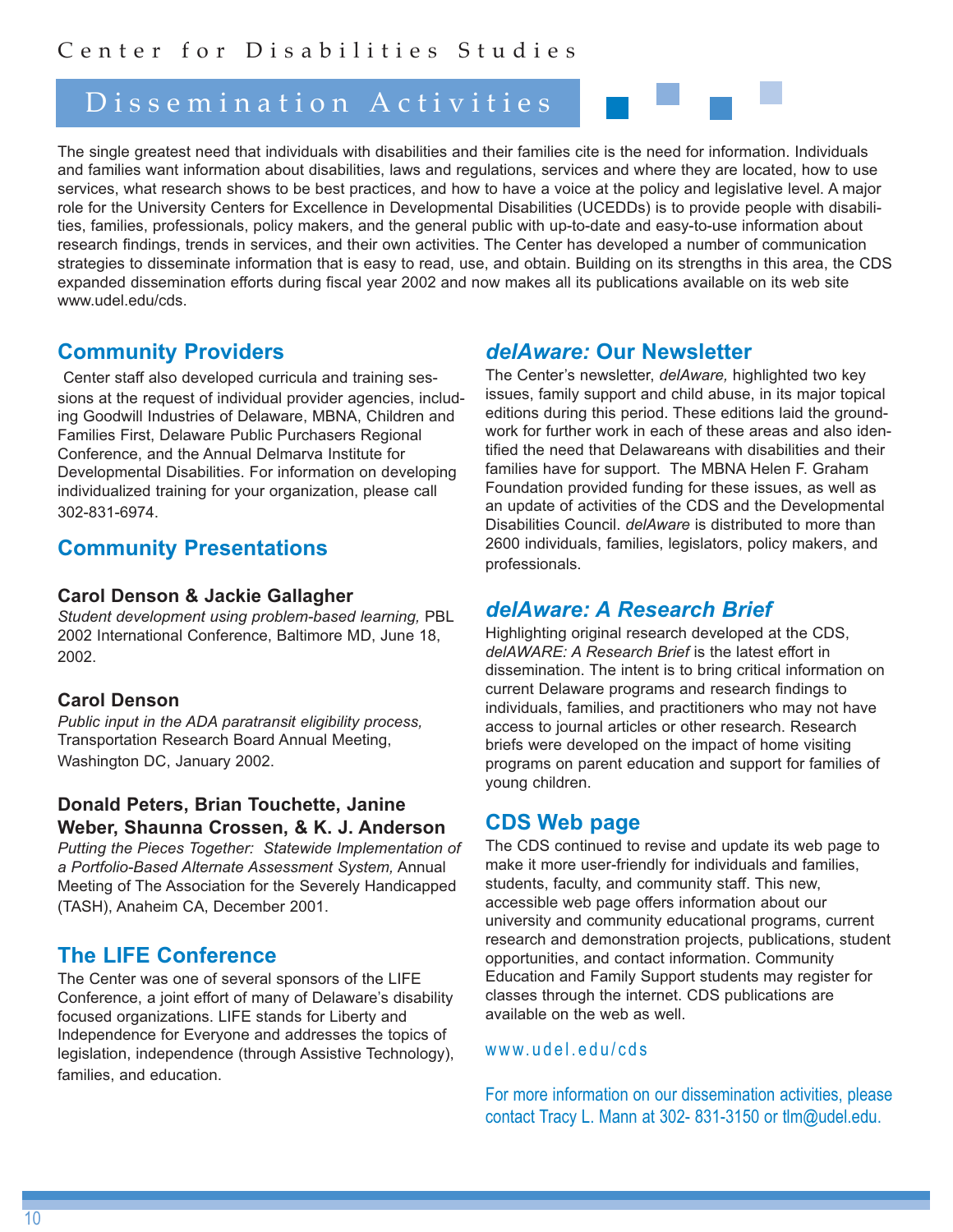# Dissemination Activities

The single greatest need that individuals with disabilities and their families cite is the need for information. Individuals and families want information about disabilities, laws and regulations, services and where they are located, how to use services, what research shows to be best practices, and how to have a voice at the policy and legislative level. A major role for the University Centers for Excellence in Developmental Disabilities (UCEDDs) is to provide people with disabilities, families, professionals, policy makers, and the general public with up-to-date and easy-to-use information about research findings, trends in services, and their own activities. The Center has developed a number of communication strategies to disseminate information that is easy to read, use, and obtain. Building on its strengths in this area, the CDS expanded dissemination efforts during fiscal year 2002 and now makes all its publications available on its web site www.udel.edu/cds.

## Community Providers

Center staff also developed curricula and training sessions at the request of individual provider agencies, including Goodwill Industries of Delaware, MBNA, Children and Families First, Delaware Public Purchasers Regional Conference, and the Annual Delmarva Institute for Developmental Disabilities. For information on developing individualized training for your organization, please call 302-831-6974.

## Community Presentations

**Carol Denson & Jackie Gallagher**
*Student development using problem-based learning,* PBL 2002 International Conference, Baltimore MD, June 18, 2002.

**Carol Denson**
*Public input in the ADA paratransit eligibility process,* Transportation Research Board Annual Meeting, Washington DC, January 2002.

**Donald Peters, Brian Touchette, Janine Weber, Shaunna Crossen, & K. J. Anderson**
*Putting the Pieces Together: Statewide Implementation of a Portfolio-Based Alternate Assessment System,* Annual Meeting of The Association for the Severely Handicapped (TASH), Anaheim CA, December 2001.

## The LIFE Conference

The Center was one of several sponsors of the LIFE Conference, a joint effort of many of Delaware's disability focused organizations. LIFE stands for Liberty and Independence for Everyone and addresses the topics of legislation, independence (through Assistive Technology), families, and education.

## *delAware:* Our Newsletter

The Center's newsletter, *delAware,* highlighted two key issues, family support and child abuse, in its major topical editions during this period. These editions laid the groundwork for further work in each of these areas and also identified the need that Delawareans with disabilities and their families have for support. The MBNA Helen F. Graham Foundation provided funding for these issues, as well as an update of activities of the CDS and the Developmental Disabilities Council. *delAware* is distributed to more than 2600 individuals, families, legislators, policy makers, and professionals.

## *delAware: A Research Brief*

Highlighting original research developed at the CDS, *delAWARE: A Research Brief* is the latest effort in dissemination. The intent is to bring critical information on current Delaware programs and research findings to individuals, families, and practitioners who may not have access to journal articles or other research. Research briefs were developed on the impact of home visiting programs on parent education and support for families of young children.

## CDS Web page

The CDS continued to revise and update its web page to make it more user-friendly for individuals and families, students, faculty, and community staff. This new, accessible web page offers information about our university and community educational programs, current research and demonstration projects, publications, student opportunities, and contact information. Community Education and Family Support students may register for classes through the internet. CDS publications are available on the web as well.

www.udel.edu/cds

For more information on our dissemination activities, please contact Tracy L. Mann at 302- 831-3150 or tlm@udel.edu.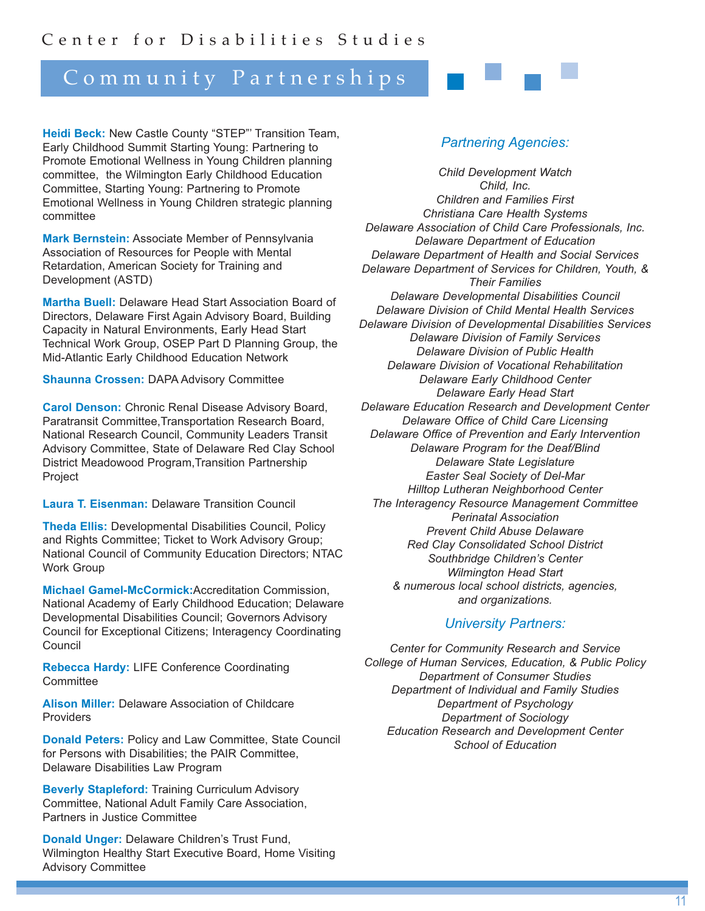# Center for Disabilities Studies

## Community Partnerships

**Heidi Beck:** New Castle County "STEP"' Transition Team, Early Childhood Summit Starting Young: Partnering to Promote Emotional Wellness in Young Children planning committee, the Wilmington Early Childhood Education Committee, Starting Young: Partnering to Promote Emotional Wellness in Young Children strategic planning committee

**Mark Bernstein:** Associate Member of Pennsylvania Association of Resources for People with Mental Retardation, American Society for Training and Development (ASTD)

**Martha Buell:** Delaware Head Start Association Board of Directors, Delaware First Again Advisory Board, Building Capacity in Natural Environments, Early Head Start Technical Work Group, OSEP Part D Planning Group, the Mid-Atlantic Early Childhood Education Network

**Shaunna Crossen:** DAPA Advisory Committee

**Carol Denson:** Chronic Renal Disease Advisory Board, Paratransit Committee,Transportation Research Board, National Research Council, Community Leaders Transit Advisory Committee, State of Delaware Red Clay School District Meadowood Program,Transition Partnership Project

**Laura T. Eisenman:** Delaware Transition Council

**Theda Ellis:** Developmental Disabilities Council, Policy and Rights Committee; Ticket to Work Advisory Group; National Council of Community Education Directors; NTAC Work Group

**Michael Gamel-McCormick:**Accreditation Commission, National Academy of Early Childhood Education; Delaware Developmental Disabilities Council; Governors Advisory Council for Exceptional Citizens; Interagency Coordinating Council

**Rebecca Hardy:** LIFE Conference Coordinating Committee

**Alison Miller:** Delaware Association of Childcare Providers

**Donald Peters:** Policy and Law Committee, State Council for Persons with Disabilities; the PAIR Committee, Delaware Disabilities Law Program

**Beverly Stapleford:** Training Curriculum Advisory Committee, National Adult Family Care Association, Partners in Justice Committee

**Donald Unger:** Delaware Children's Trust Fund, Wilmington Healthy Start Executive Board, Home Visiting Advisory Committee

### *Partnering Agencies:*

*Child Development Watch*
*Child, Inc.*
*Children and Families First*
*Christiana Care Health Systems*
*Delaware Association of Child Care Professionals, Inc.*
*Delaware Department of Education*
*Delaware Department of Health and Social Services*
*Delaware Department of Services for Children, Youth, & Their Families*
*Delaware Developmental Disabilities Council*
*Delaware Division of Child Mental Health Services*
*Delaware Division of Developmental Disabilities Services*
*Delaware Division of Family Services*
*Delaware Division of Public Health*
*Delaware Division of Vocational Rehabilitation*
*Delaware Early Childhood Center*
*Delaware Early Head Start*
*Delaware Education Research and Development Center*
*Delaware Office of Child Care Licensing*
*Delaware Office of Prevention and Early Intervention*
*Delaware Program for the Deaf/Blind*
*Delaware State Legislature*
*Easter Seal Society of Del-Mar*
*Hilltop Lutheran Neighborhood Center*
*The Interagency Resource Management Committee*
*Perinatal Association*
*Prevent Child Abuse Delaware*
*Red Clay Consolidated School District*
*Southbridge Children's Center*
*Wilmington Head Start*
*& numerous local school districts, agencies, and organizations.*

### *University Partners:*

*Center for Community Research and Service*
*College of Human Services, Education, & Public Policy*
*Department of Consumer Studies*
*Department of Individual and Family Studies*
*Department of Psychology*
*Department of Sociology*
*Education Research and Development Center*
*School of Education*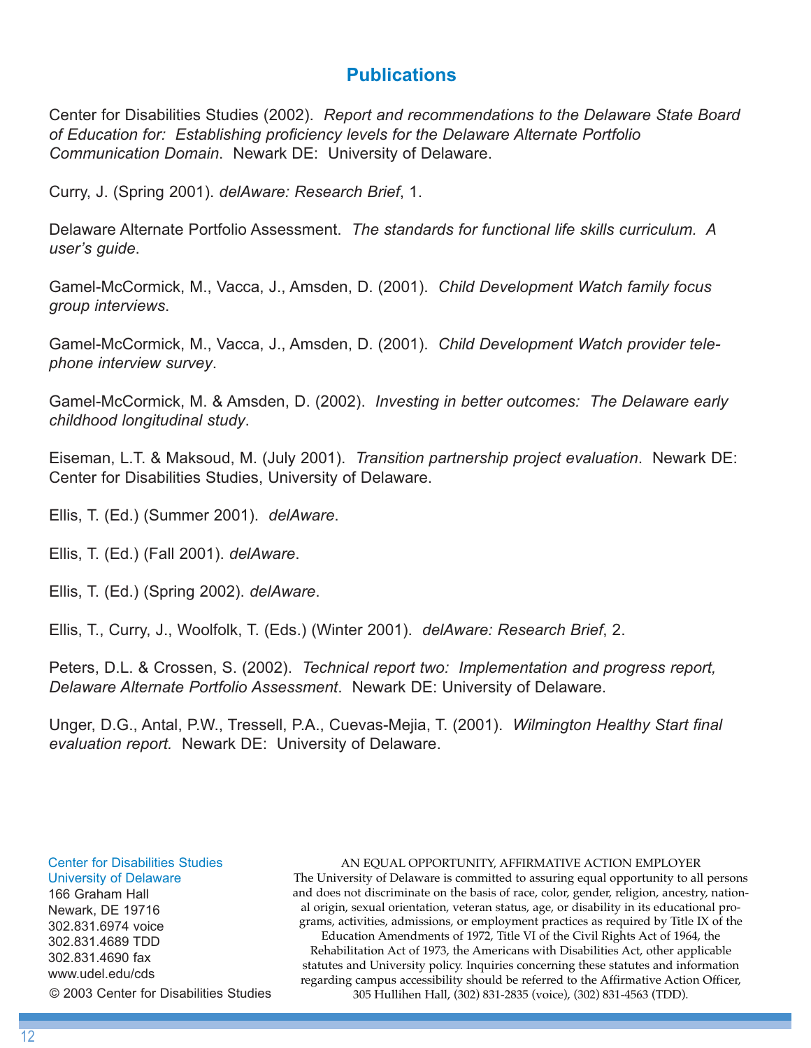## Publications

Center for Disabilities Studies (2002). *Report and recommendations to the Delaware State Board of Education for: Establishing proficiency levels for the Delaware Alternate Portfolio Communication Domain*. Newark DE: University of Delaware.

Curry, J. (Spring 2001). *delAware: Research Brief*, 1.

Delaware Alternate Portfolio Assessment. *The standards for functional life skills curriculum. A user's guide*.

Gamel-McCormick, M., Vacca, J., Amsden, D. (2001). *Child Development Watch family focus group interviews*.

Gamel-McCormick, M., Vacca, J., Amsden, D. (2001). *Child Development Watch provider telephone interview survey*.

Gamel-McCormick, M. & Amsden, D. (2002). *Investing in better outcomes: The Delaware early childhood longitudinal study*.

Eiseman, L.T. & Maksoud, M. (July 2001). *Transition partnership project evaluation*. Newark DE: Center for Disabilities Studies, University of Delaware.

Ellis, T. (Ed.) (Summer 2001). *delAware*.

Ellis, T. (Ed.) (Fall 2001). *delAware*.

Ellis, T. (Ed.) (Spring 2002). *delAware*.

Ellis, T., Curry, J., Woolfolk, T. (Eds.) (Winter 2001). *delAware: Research Brief*, 2.

Peters, D.L. & Crossen, S. (2002). *Technical report two: Implementation and progress report, Delaware Alternate Portfolio Assessment*. Newark DE: University of Delaware.

Unger, D.G., Antal, P.W., Tressell, P.A., Cuevas-Mejia, T. (2001). *Wilmington Healthy Start final evaluation report.* Newark DE: University of Delaware.

Center for Disabilities Studies
University of Delaware
166 Graham Hall
Newark, DE 19716
302.831.6974 voice
302.831.4689 TDD
302.831.4690 fax
www.udel.edu/cds

© 2003 Center for Disabilities Studies

AN EQUAL OPPORTUNITY, AFFIRMATIVE ACTION EMPLOYER
The University of Delaware is committed to assuring equal opportunity to all persons and does not discriminate on the basis of race, color, gender, religion, ancestry, national origin, sexual orientation, veteran status, age, or disability in its educational programs, activities, admissions, or employment practices as required by Title IX of the Education Amendments of 1972, Title VI of the Civil Rights Act of 1964, the Rehabilitation Act of 1973, the Americans with Disabilities Act, other applicable statutes and University policy. Inquiries concerning these statutes and information regarding campus accessibility should be referred to the Affirmative Action Officer, 305 Hullihen Hall, (302) 831-2835 (voice), (302) 831-4563 (TDD).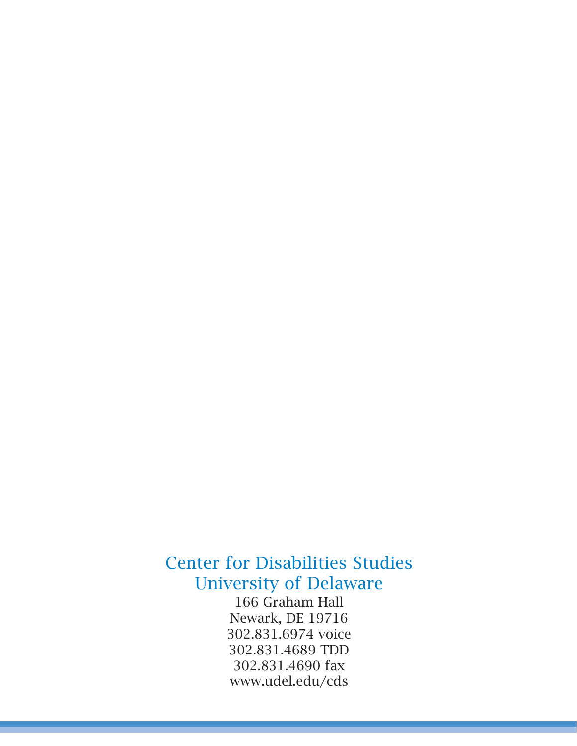Center for Disabilities Studies
University of Delaware
166 Graham Hall
Newark, DE 19716
302.831.6974 voice
302.831.4689 TDD
302.831.4690 fax
www.udel.edu/cds